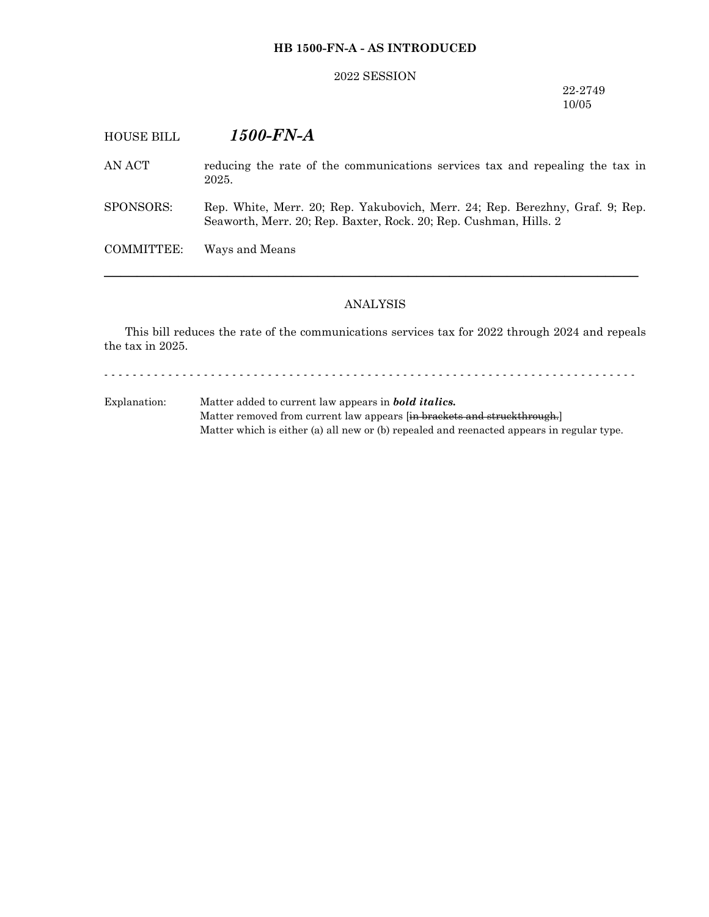**HB 1500-FN-A - AS INTRODUCED**

2022 SESSION

22-2749
10/05

HOUSE BILL ***1500-FN-A***

AN ACT reducing the rate of the communications services tax and repealing the tax in 2025.

SPONSORS: Rep. White, Merr. 20; Rep. Yakubovich, Merr. 24; Rep. Berezhny, Graf. 9; Rep. Seaworth, Merr. 20; Rep. Baxter, Rock. 20; Rep. Cushman, Hills. 2

COMMITTEE: Ways and Means

---

ANALYSIS

This bill reduces the rate of the communications services tax for 2022 through 2024 and repeals the tax in 2025.

- - - - - - - - - - - - - - - - - - - - - - - - - - - - - - - - - - - - - - - - - - - - - - - - - - - - - - - - - - - - - - - - - - - - - - - - - - -

Explanation: Matter added to current law appears in ***bold italics.***
Matter removed from current law appears [~~in brackets and struckthrough.~~]
Matter which is either (a) all new or (b) repealed and reenacted appears in regular type.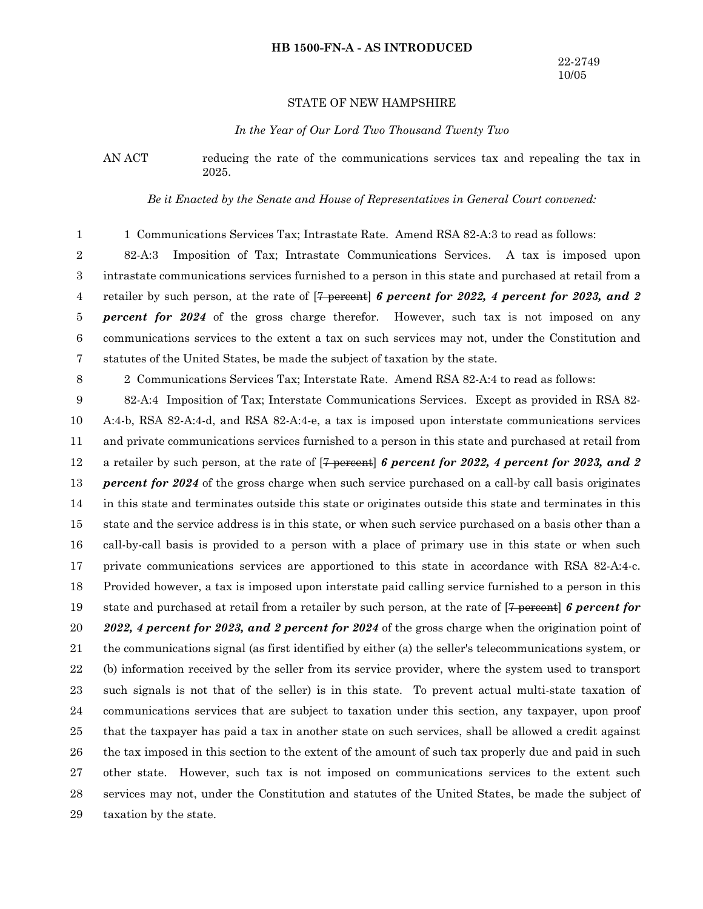**HB 1500-FN-A - AS INTRODUCED**

22-2749
10/05

STATE OF NEW HAMPSHIRE

*In the Year of Our Lord Two Thousand Twenty Two*

AN ACT reducing the rate of the communications services tax and repealing the tax in 2025.

*Be it Enacted by the Senate and House of Representatives in General Court convened:*

1 Communications Services Tax; Intrastate Rate. Amend RSA 82-A:3 to read as follows:

82-A:3 Imposition of Tax; Intrastate Communications Services. A tax is imposed upon intrastate communications services furnished to a person in this state and purchased at retail from a retailer by such person, at the rate of [~~7 percent~~] ***6 percent for 2022, 4 percent for 2023, and 2 percent for 2024*** of the gross charge therefor. However, such tax is not imposed on any communications services to the extent a tax on such services may not, under the Constitution and statutes of the United States, be made the subject of taxation by the state.

2 Communications Services Tax; Interstate Rate. Amend RSA 82-A:4 to read as follows:

82-A:4 Imposition of Tax; Interstate Communications Services. Except as provided in RSA 82-A:4-b, RSA 82-A:4-d, and RSA 82-A:4-e, a tax is imposed upon interstate communications services and private communications services furnished to a person in this state and purchased at retail from a retailer by such person, at the rate of [~~7 percent~~] ***6 percent for 2022, 4 percent for 2023, and 2 percent for 2024*** of the gross charge when such service purchased on a call-by call basis originates in this state and terminates outside this state or originates outside this state and terminates in this state and the service address is in this state, or when such service purchased on a basis other than a call-by-call basis is provided to a person with a place of primary use in this state or when such private communications services are apportioned to this state in accordance with RSA 82-A:4-c. Provided however, a tax is imposed upon interstate paid calling service furnished to a person in this state and purchased at retail from a retailer by such person, at the rate of [~~7 percent~~] ***6 percent for 2022, 4 percent for 2023, and 2 percent for 2024*** of the gross charge when the origination point of the communications signal (as first identified by either (a) the seller's telecommunications system, or (b) information received by the seller from its service provider, where the system used to transport such signals is not that of the seller) is in this state. To prevent actual multi-state taxation of communications services that are subject to taxation under this section, any taxpayer, upon proof that the taxpayer has paid a tax in another state on such services, shall be allowed a credit against the tax imposed in this section to the extent of the amount of such tax properly due and paid in such other state. However, such tax is not imposed on communications services to the extent such services may not, under the Constitution and statutes of the United States, be made the subject of taxation by the state.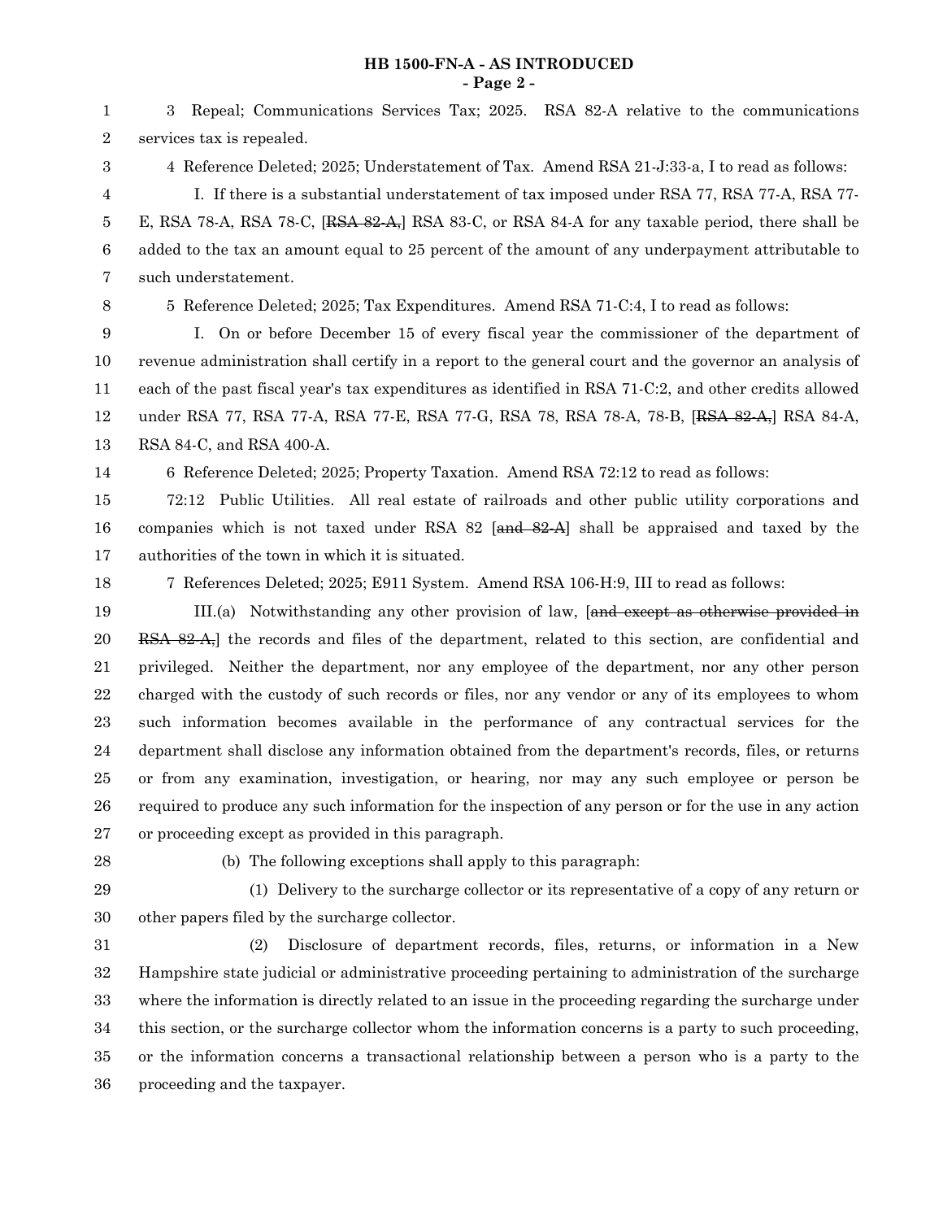3 Repeal; Communications Services Tax; 2025. RSA 82-A relative to the communications services tax is repealed.

4 Reference Deleted; 2025; Understatement of Tax. Amend RSA 21-J:33-a, I to read as follows:

I. If there is a substantial understatement of tax imposed under RSA 77, RSA 77-A, RSA 77-E, RSA 78-A, RSA 78-C, [~~RSA 82-A,~~] RSA 83-C, or RSA 84-A for any taxable period, there shall be added to the tax an amount equal to 25 percent of the amount of any underpayment attributable to such understatement.

5 Reference Deleted; 2025; Tax Expenditures. Amend RSA 71-C:4, I to read as follows:

I. On or before December 15 of every fiscal year the commissioner of the department of revenue administration shall certify in a report to the general court and the governor an analysis of each of the past fiscal year's tax expenditures as identified in RSA 71-C:2, and other credits allowed under RSA 77, RSA 77-A, RSA 77-E, RSA 77-G, RSA 78, RSA 78-A, 78-B, [~~RSA 82-A,~~] RSA 84-A, RSA 84-C, and RSA 400-A.

6 Reference Deleted; 2025; Property Taxation. Amend RSA 72:12 to read as follows:

72:12 Public Utilities. All real estate of railroads and other public utility corporations and companies which is not taxed under RSA 82 [~~and 82-A~~] shall be appraised and taxed by the authorities of the town in which it is situated.

7 References Deleted; 2025; E911 System. Amend RSA 106-H:9, III to read as follows:

III.(a) Notwithstanding any other provision of law, [~~and except as otherwise provided in RSA 82-A,~~] the records and files of the department, related to this section, are confidential and privileged. Neither the department, nor any employee of the department, nor any other person charged with the custody of such records or files, nor any vendor or any of its employees to whom such information becomes available in the performance of any contractual services for the department shall disclose any information obtained from the department's records, files, or returns or from any examination, investigation, or hearing, nor may any such employee or person be required to produce any such information for the inspection of any person or for the use in any action or proceeding except as provided in this paragraph.

(b) The following exceptions shall apply to this paragraph:

(1) Delivery to the surcharge collector or its representative of a copy of any return or other papers filed by the surcharge collector.

(2) Disclosure of department records, files, returns, or information in a New Hampshire state judicial or administrative proceeding pertaining to administration of the surcharge where the information is directly related to an issue in the proceeding regarding the surcharge under this section, or the surcharge collector whom the information concerns is a party to such proceeding, or the information concerns a transactional relationship between a person who is a party to the proceeding and the taxpayer.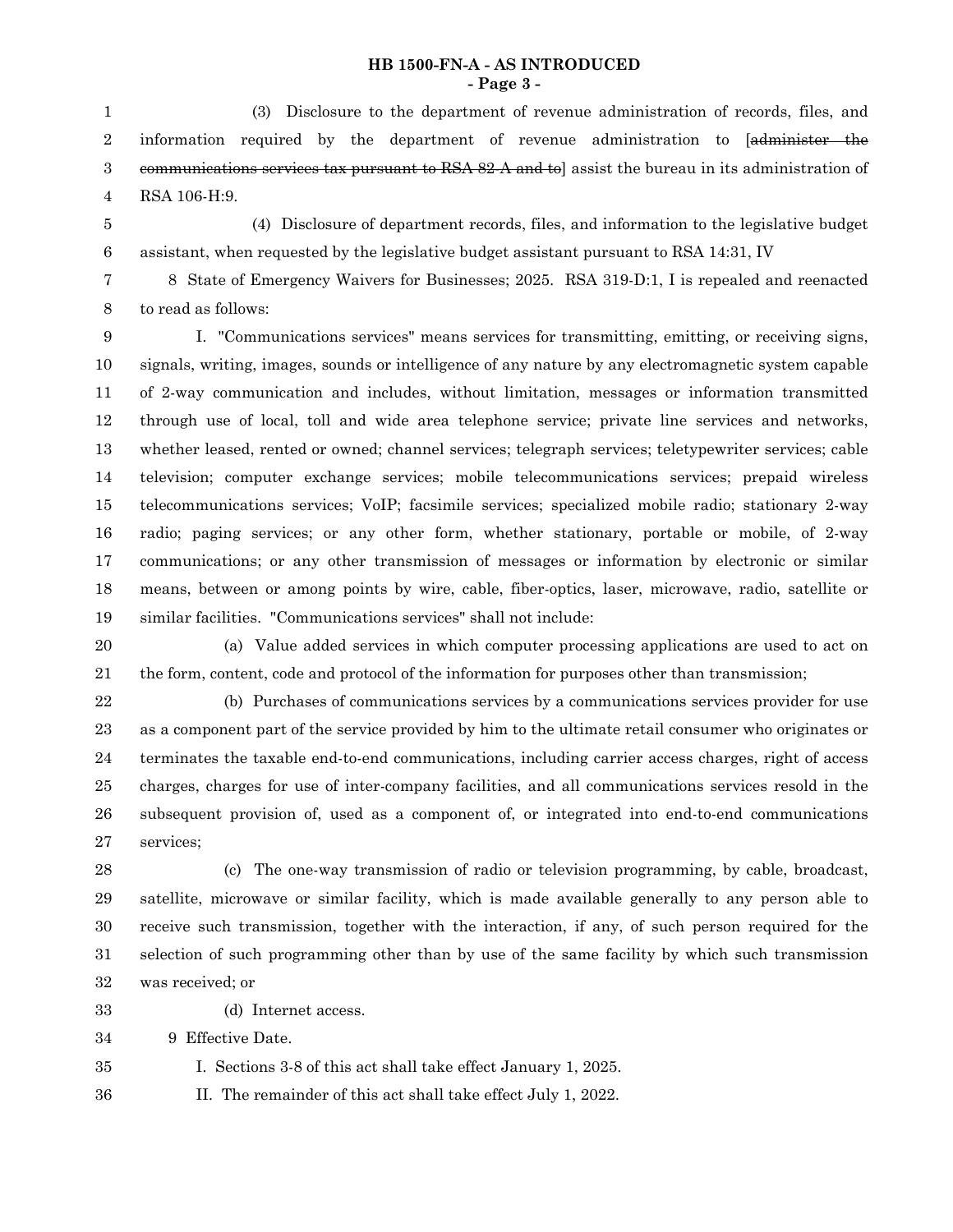(3) Disclosure to the department of revenue administration of records, files, and information required by the department of revenue administration to [~~administer the communications services tax pursuant to RSA 82-A and to~~] assist the bureau in its administration of RSA 106-H:9.

(4) Disclosure of department records, files, and information to the legislative budget assistant, when requested by the legislative budget assistant pursuant to RSA 14:31, IV

8 State of Emergency Waivers for Businesses; 2025. RSA 319-D:1, I is repealed and reenacted to read as follows:

I. "Communications services" means services for transmitting, emitting, or receiving signs, signals, writing, images, sounds or intelligence of any nature by any electromagnetic system capable of 2-way communication and includes, without limitation, messages or information transmitted through use of local, toll and wide area telephone service; private line services and networks, whether leased, rented or owned; channel services; telegraph services; teletypewriter services; cable television; computer exchange services; mobile telecommunications services; prepaid wireless telecommunications services; VoIP; facsimile services; specialized mobile radio; stationary 2-way radio; paging services; or any other form, whether stationary, portable or mobile, of 2-way communications; or any other transmission of messages or information by electronic or similar means, between or among points by wire, cable, fiber-optics, laser, microwave, radio, satellite or similar facilities. "Communications services" shall not include:

(a) Value added services in which computer processing applications are used to act on the form, content, code and protocol of the information for purposes other than transmission;

(b) Purchases of communications services by a communications services provider for use as a component part of the service provided by him to the ultimate retail consumer who originates or terminates the taxable end-to-end communications, including carrier access charges, right of access charges, charges for use of inter-company facilities, and all communications services resold in the subsequent provision of, used as a component of, or integrated into end-to-end communications services;

(c) The one-way transmission of radio or television programming, by cable, broadcast, satellite, microwave or similar facility, which is made available generally to any person able to receive such transmission, together with the interaction, if any, of such person required for the selection of such programming other than by use of the same facility by which such transmission was received; or

(d) Internet access.

9 Effective Date.

I. Sections 3-8 of this act shall take effect January 1, 2025.

II. The remainder of this act shall take effect July 1, 2022.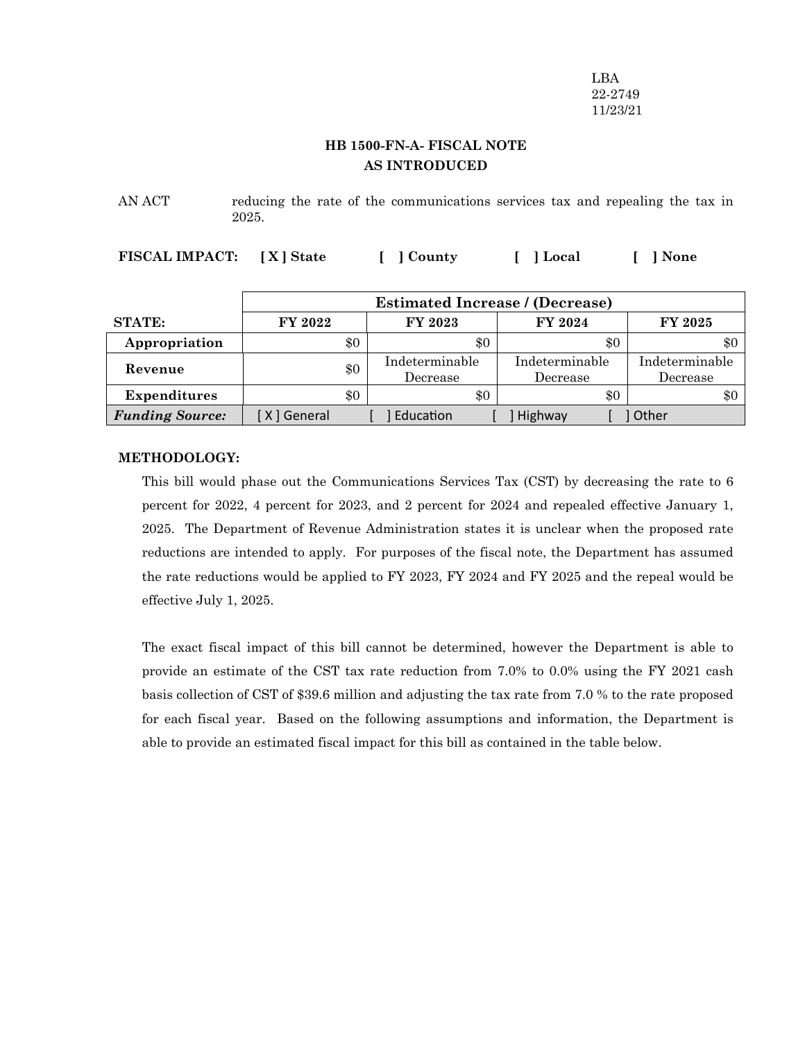LBA
22-2749
11/23/21

**HB 1500-FN-A- FISCAL NOTE**
**AS INTRODUCED**

AN ACT reducing the rate of the communications services tax and repealing the tax in 2025.

**FISCAL IMPACT:** [ X ] State [ ] County [ ] Local [ ] None

| | Estimated Increase / (Decrease) | | | |
|---|---|---|---|---|
| **STATE:** | **FY 2022** | **FY 2023** | **FY 2024** | **FY 2025** |
| **Appropriation** | $0 | $0 | $0 | $0 |
| **Revenue** | $0 | Indeterminable Decrease | Indeterminable Decrease | Indeterminable Decrease |
| **Expenditures** | $0 | $0 | $0 | $0 |
| ***Funding Source:*** | [ X ] General | [ ] Education | [ ] Highway | [ ] Other |

**METHODOLOGY:**

This bill would phase out the Communications Services Tax (CST) by decreasing the rate to 6 percent for 2022, 4 percent for 2023, and 2 percent for 2024 and repealed effective January 1, 2025. The Department of Revenue Administration states it is unclear when the proposed rate reductions are intended to apply. For purposes of the fiscal note, the Department has assumed the rate reductions would be applied to FY 2023, FY 2024 and FY 2025 and the repeal would be effective July 1, 2025.

The exact fiscal impact of this bill cannot be determined, however the Department is able to provide an estimate of the CST tax rate reduction from 7.0% to 0.0% using the FY 2021 cash basis collection of CST of $39.6 million and adjusting the tax rate from 7.0 % to the rate proposed for each fiscal year. Based on the following assumptions and information, the Department is able to provide an estimated fiscal impact for this bill as contained in the table below.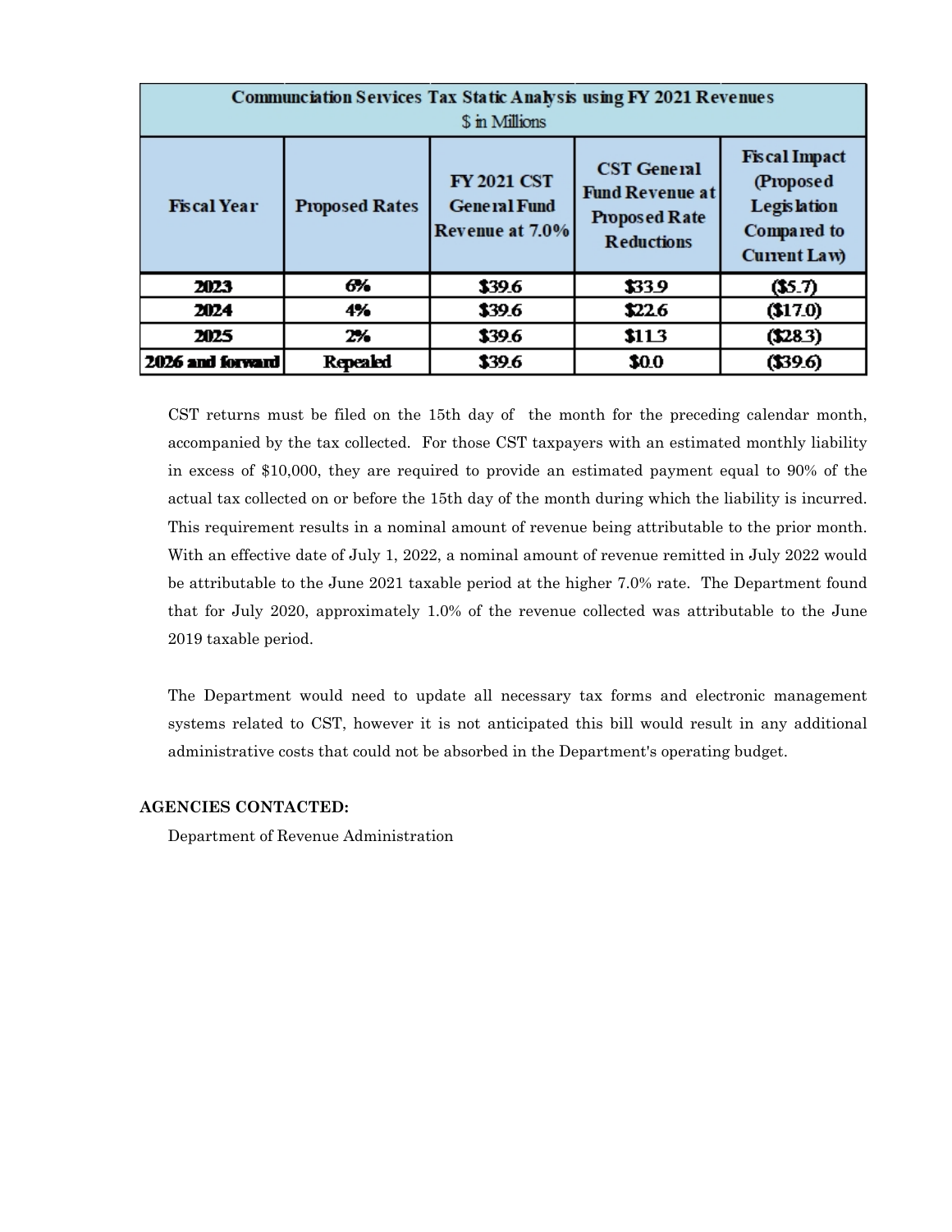| Communciation Services Tax Static Analysis using FY 2021 Revenues<br>$ in Millions | | | | |
|---|---|---|---|---|
| **Fiscal Year** | **Proposed Rates** | **FY 2021 CST General Fund Revenue at 7.0%** | **CST General Fund Revenue at Proposed Rate Reductions** | **Fiscal Impact (Proposed Legislation Compared to Current Law)** |
| **2023** | **6%** | **$39.6** | **$33.9** | **($5.7)** |
| **2024** | **4%** | **$39.6** | **$22.6** | **($17.0)** |
| **2025** | **2%** | **$39.6** | **$11.3** | **($28.3)** |
| **2026 and forward** | **Repealed** | **$39.6** | **$0.0** | **($39.6)** |

CST returns must be filed on the 15th day of the month for the preceding calendar month, accompanied by the tax collected. For those CST taxpayers with an estimated monthly liability in excess of $10,000, they are required to provide an estimated payment equal to 90% of the actual tax collected on or before the 15th day of the month during which the liability is incurred. This requirement results in a nominal amount of revenue being attributable to the prior month. With an effective date of July 1, 2022, a nominal amount of revenue remitted in July 2022 would be attributable to the June 2021 taxable period at the higher 7.0% rate. The Department found that for July 2020, approximately 1.0% of the revenue collected was attributable to the June 2019 taxable period.

The Department would need to update all necessary tax forms and electronic management systems related to CST, however it is not anticipated this bill would result in any additional administrative costs that could not be absorbed in the Department's operating budget.

**AGENCIES CONTACTED:**

Department of Revenue Administration